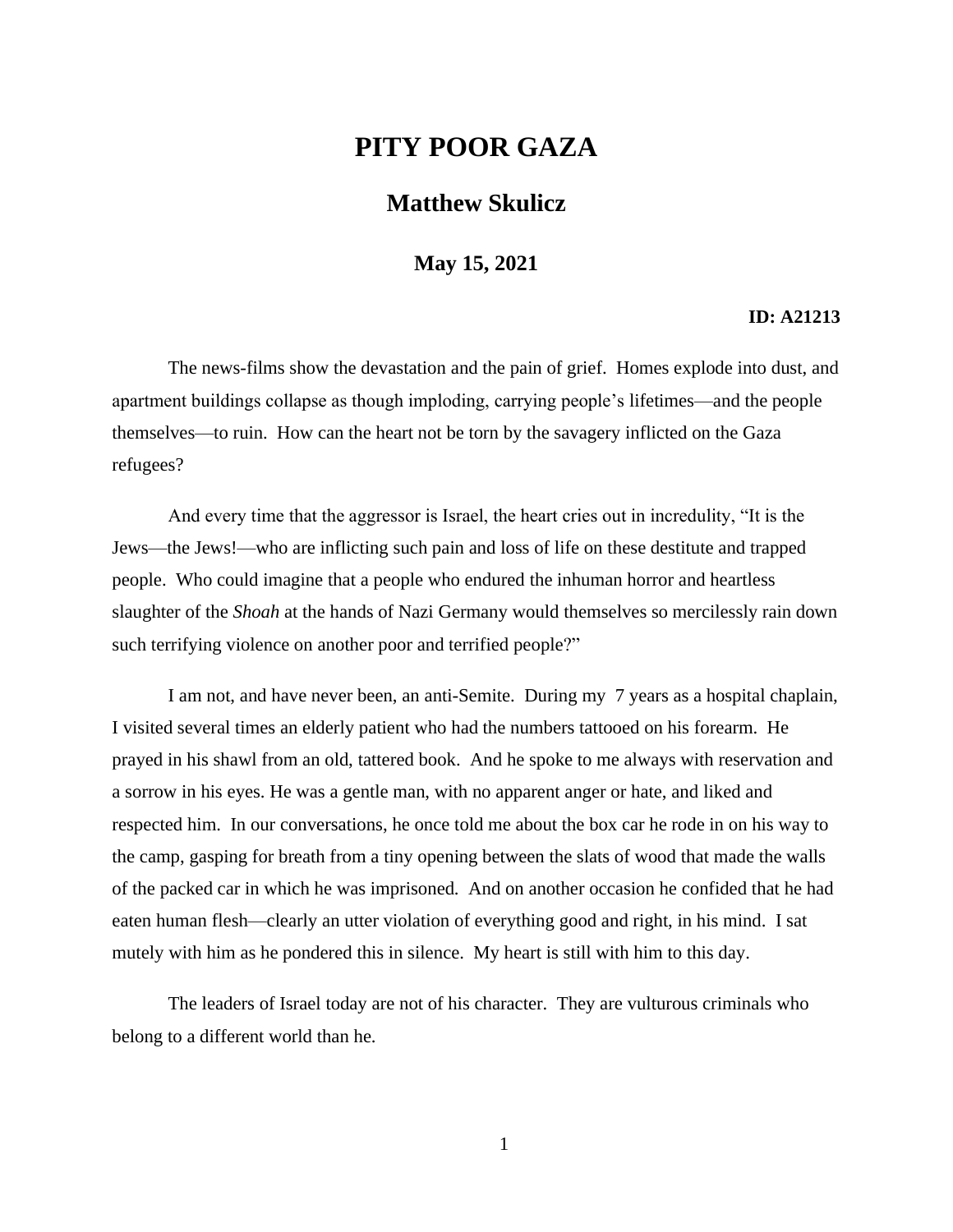# PITY POOR GAZA

## Matthew Skulicz

### May 15, 2021

**ID: A21213**

The news-films show the devastation and the pain of grief. Homes explode into dust, and apartment buildings collapse as though imploding, carrying people's lifetimes—and the people themselves—to ruin. How can the heart not be torn by the savagery inflicted on the Gaza refugees?

And every time that the aggressor is Israel, the heart cries out in incredulity, "It is the Jews—the Jews!—who are inflicting such pain and loss of life on these destitute and trapped people. Who could imagine that a people who endured the inhuman horror and heartless slaughter of the *Shoah* at the hands of Nazi Germany would themselves so mercilessly rain down such terrifying violence on another poor and terrified people?"

I am not, and have never been, an anti-Semite. During my 7 years as a hospital chaplain, I visited several times an elderly patient who had the numbers tattooed on his forearm. He prayed in his shawl from an old, tattered book. And he spoke to me always with reservation and a sorrow in his eyes. He was a gentle man, with no apparent anger or hate, and liked and respected him. In our conversations, he once told me about the box car he rode in on his way to the camp, gasping for breath from a tiny opening between the slats of wood that made the walls of the packed car in which he was imprisoned. And on another occasion he confided that he had eaten human flesh—clearly an utter violation of everything good and right, in his mind. I sat mutely with him as he pondered this in silence. My heart is still with him to this day.

The leaders of Israel today are not of his character. They are vulturous criminals who belong to a different world than he.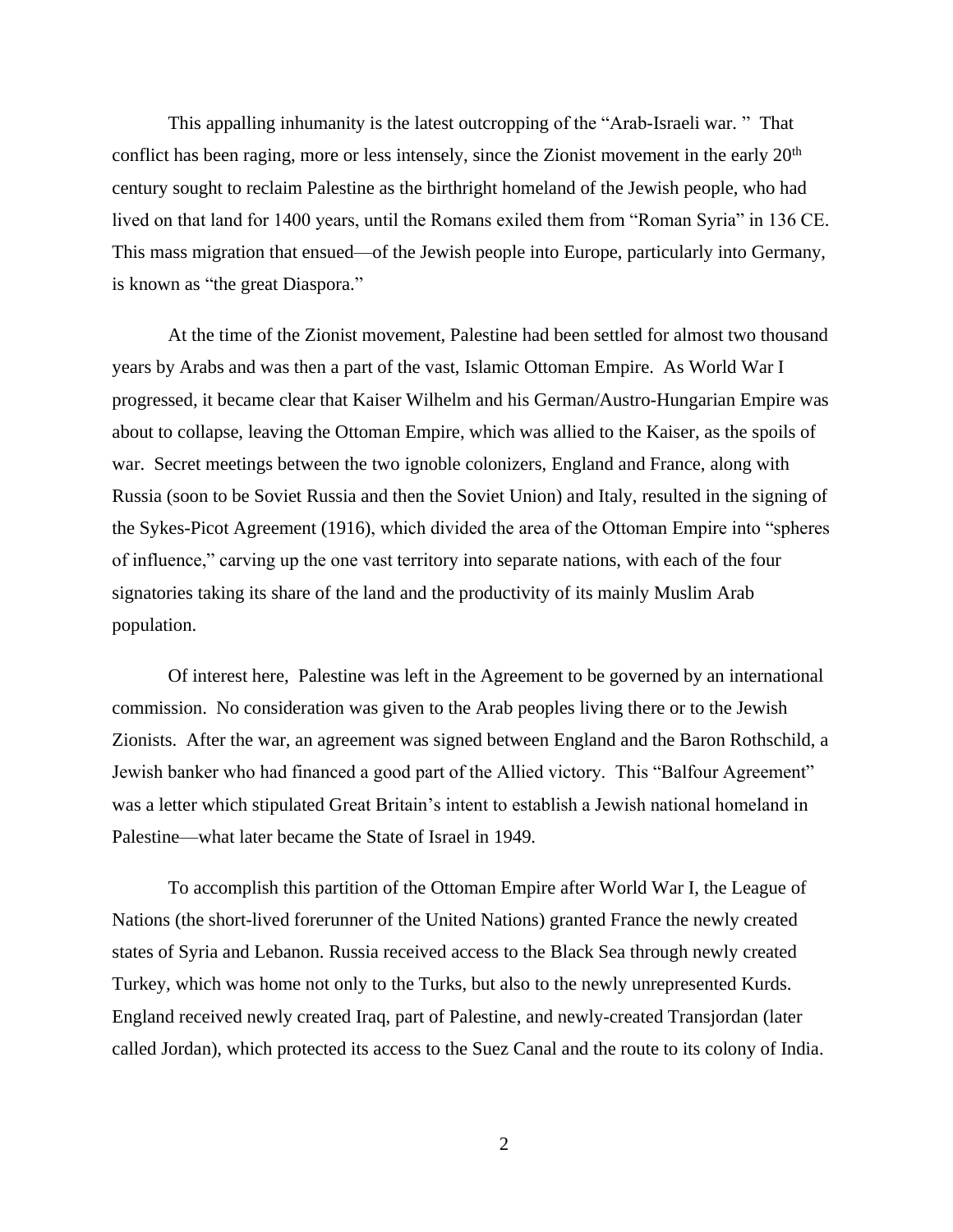This appalling inhumanity is the latest outcropping of the "Arab-Israeli war. " That conflict has been raging, more or less intensely, since the Zionist movement in the early 20th century sought to reclaim Palestine as the birthright homeland of the Jewish people, who had lived on that land for 1400 years, until the Romans exiled them from "Roman Syria" in 136 CE. This mass migration that ensued—of the Jewish people into Europe, particularly into Germany, is known as "the great Diaspora."

At the time of the Zionist movement, Palestine had been settled for almost two thousand years by Arabs and was then a part of the vast, Islamic Ottoman Empire. As World War I progressed, it became clear that Kaiser Wilhelm and his German/Austro-Hungarian Empire was about to collapse, leaving the Ottoman Empire, which was allied to the Kaiser, as the spoils of war. Secret meetings between the two ignoble colonizers, England and France, along with Russia (soon to be Soviet Russia and then the Soviet Union) and Italy, resulted in the signing of the Sykes-Picot Agreement (1916), which divided the area of the Ottoman Empire into "spheres of influence," carving up the one vast territory into separate nations, with each of the four signatories taking its share of the land and the productivity of its mainly Muslim Arab population.

Of interest here, Palestine was left in the Agreement to be governed by an international commission. No consideration was given to the Arab peoples living there or to the Jewish Zionists. After the war, an agreement was signed between England and the Baron Rothschild, a Jewish banker who had financed a good part of the Allied victory. This "Balfour Agreement" was a letter which stipulated Great Britain's intent to establish a Jewish national homeland in Palestine—what later became the State of Israel in 1949.

To accomplish this partition of the Ottoman Empire after World War I, the League of Nations (the short-lived forerunner of the United Nations) granted France the newly created states of Syria and Lebanon. Russia received access to the Black Sea through newly created Turkey, which was home not only to the Turks, but also to the newly unrepresented Kurds. England received newly created Iraq, part of Palestine, and newly-created Transjordan (later called Jordan), which protected its access to the Suez Canal and the route to its colony of India.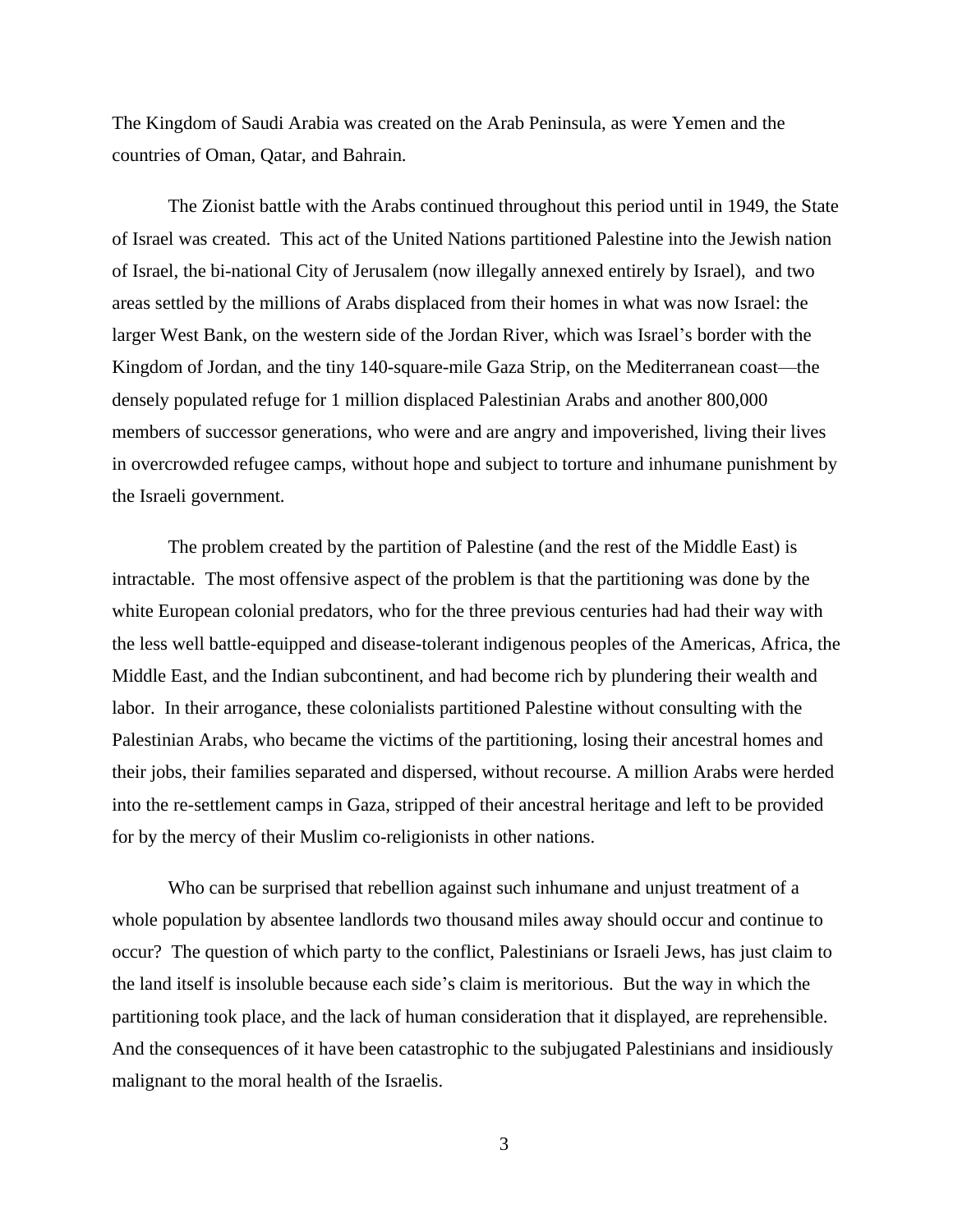The Kingdom of Saudi Arabia was created on the Arab Peninsula, as were Yemen and the countries of Oman, Qatar, and Bahrain.

The Zionist battle with the Arabs continued throughout this period until in 1949, the State of Israel was created. This act of the United Nations partitioned Palestine into the Jewish nation of Israel, the bi-national City of Jerusalem (now illegally annexed entirely by Israel), and two areas settled by the millions of Arabs displaced from their homes in what was now Israel: the larger West Bank, on the western side of the Jordan River, which was Israel's border with the Kingdom of Jordan, and the tiny 140-square-mile Gaza Strip, on the Mediterranean coast—the densely populated refuge for 1 million displaced Palestinian Arabs and another 800,000 members of successor generations, who were and are angry and impoverished, living their lives in overcrowded refugee camps, without hope and subject to torture and inhumane punishment by the Israeli government.

The problem created by the partition of Palestine (and the rest of the Middle East) is intractable. The most offensive aspect of the problem is that the partitioning was done by the white European colonial predators, who for the three previous centuries had had their way with the less well battle-equipped and disease-tolerant indigenous peoples of the Americas, Africa, the Middle East, and the Indian subcontinent, and had become rich by plundering their wealth and labor. In their arrogance, these colonialists partitioned Palestine without consulting with the Palestinian Arabs, who became the victims of the partitioning, losing their ancestral homes and their jobs, their families separated and dispersed, without recourse. A million Arabs were herded into the re-settlement camps in Gaza, stripped of their ancestral heritage and left to be provided for by the mercy of their Muslim co-religionists in other nations.

Who can be surprised that rebellion against such inhumane and unjust treatment of a whole population by absentee landlords two thousand miles away should occur and continue to occur? The question of which party to the conflict, Palestinians or Israeli Jews, has just claim to the land itself is insoluble because each side's claim is meritorious. But the way in which the partitioning took place, and the lack of human consideration that it displayed, are reprehensible. And the consequences of it have been catastrophic to the subjugated Palestinians and insidiously malignant to the moral health of the Israelis.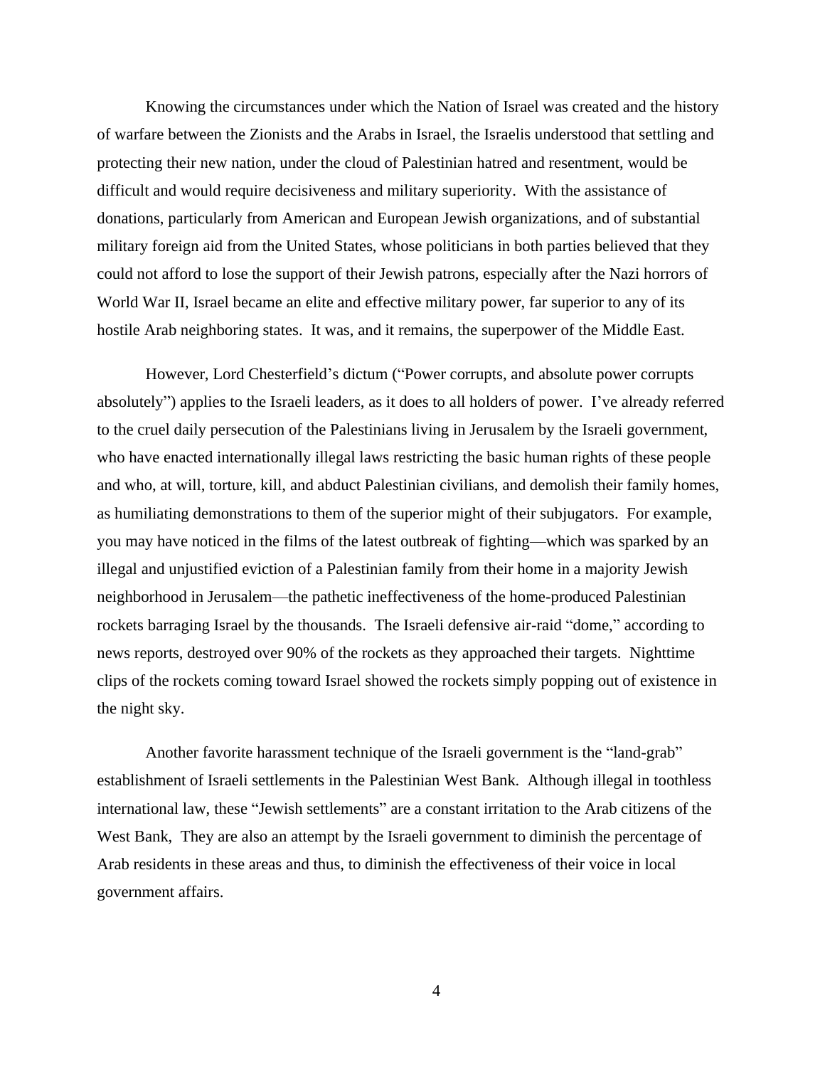Knowing the circumstances under which the Nation of Israel was created and the history of warfare between the Zionists and the Arabs in Israel, the Israelis understood that settling and protecting their new nation, under the cloud of Palestinian hatred and resentment, would be difficult and would require decisiveness and military superiority. With the assistance of donations, particularly from American and European Jewish organizations, and of substantial military foreign aid from the United States, whose politicians in both parties believed that they could not afford to lose the support of their Jewish patrons, especially after the Nazi horrors of World War II, Israel became an elite and effective military power, far superior to any of its hostile Arab neighboring states. It was, and it remains, the superpower of the Middle East.

However, Lord Chesterfield's dictum ("Power corrupts, and absolute power corrupts absolutely") applies to the Israeli leaders, as it does to all holders of power. I've already referred to the cruel daily persecution of the Palestinians living in Jerusalem by the Israeli government, who have enacted internationally illegal laws restricting the basic human rights of these people and who, at will, torture, kill, and abduct Palestinian civilians, and demolish their family homes, as humiliating demonstrations to them of the superior might of their subjugators. For example, you may have noticed in the films of the latest outbreak of fighting—which was sparked by an illegal and unjustified eviction of a Palestinian family from their home in a majority Jewish neighborhood in Jerusalem—the pathetic ineffectiveness of the home-produced Palestinian rockets barraging Israel by the thousands. The Israeli defensive air-raid "dome," according to news reports, destroyed over 90% of the rockets as they approached their targets. Nighttime clips of the rockets coming toward Israel showed the rockets simply popping out of existence in the night sky.

Another favorite harassment technique of the Israeli government is the "land-grab" establishment of Israeli settlements in the Palestinian West Bank. Although illegal in toothless international law, these "Jewish settlements" are a constant irritation to the Arab citizens of the West Bank, They are also an attempt by the Israeli government to diminish the percentage of Arab residents in these areas and thus, to diminish the effectiveness of their voice in local government affairs.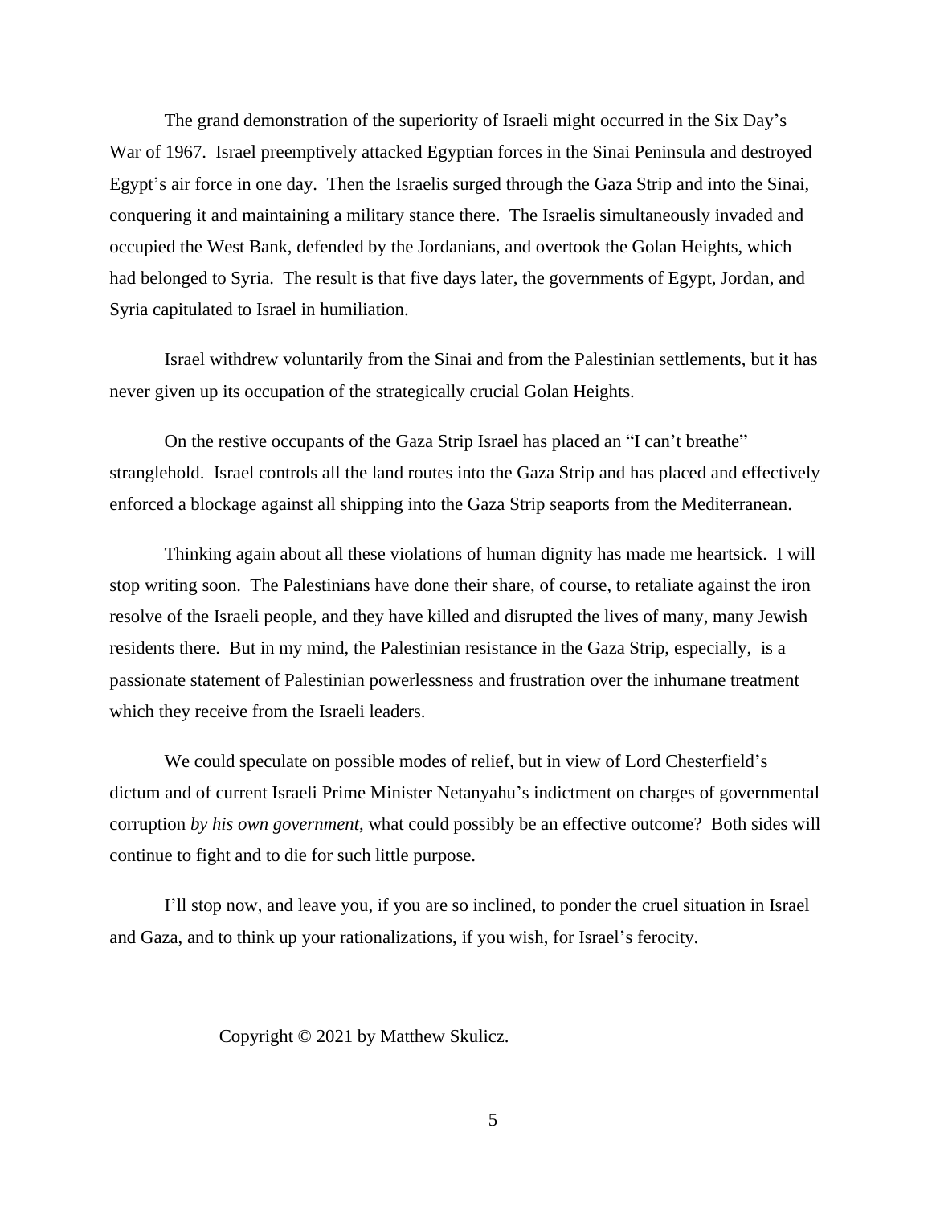The grand demonstration of the superiority of Israeli might occurred in the Six Day's War of 1967. Israel preemptively attacked Egyptian forces in the Sinai Peninsula and destroyed Egypt's air force in one day. Then the Israelis surged through the Gaza Strip and into the Sinai, conquering it and maintaining a military stance there. The Israelis simultaneously invaded and occupied the West Bank, defended by the Jordanians, and overtook the Golan Heights, which had belonged to Syria. The result is that five days later, the governments of Egypt, Jordan, and Syria capitulated to Israel in humiliation.

Israel withdrew voluntarily from the Sinai and from the Palestinian settlements, but it has never given up its occupation of the strategically crucial Golan Heights.

On the restive occupants of the Gaza Strip Israel has placed an "I can't breathe" stranglehold. Israel controls all the land routes into the Gaza Strip and has placed and effectively enforced a blockage against all shipping into the Gaza Strip seaports from the Mediterranean.

Thinking again about all these violations of human dignity has made me heartsick. I will stop writing soon. The Palestinians have done their share, of course, to retaliate against the iron resolve of the Israeli people, and they have killed and disrupted the lives of many, many Jewish residents there. But in my mind, the Palestinian resistance in the Gaza Strip, especially, is a passionate statement of Palestinian powerlessness and frustration over the inhumane treatment which they receive from the Israeli leaders.

We could speculate on possible modes of relief, but in view of Lord Chesterfield's dictum and of current Israeli Prime Minister Netanyahu's indictment on charges of governmental corruption *by his own government*, what could possibly be an effective outcome? Both sides will continue to fight and to die for such little purpose.

I'll stop now, and leave you, if you are so inclined, to ponder the cruel situation in Israel and Gaza, and to think up your rationalizations, if you wish, for Israel's ferocity.

Copyright © 2021 by Matthew Skulicz.